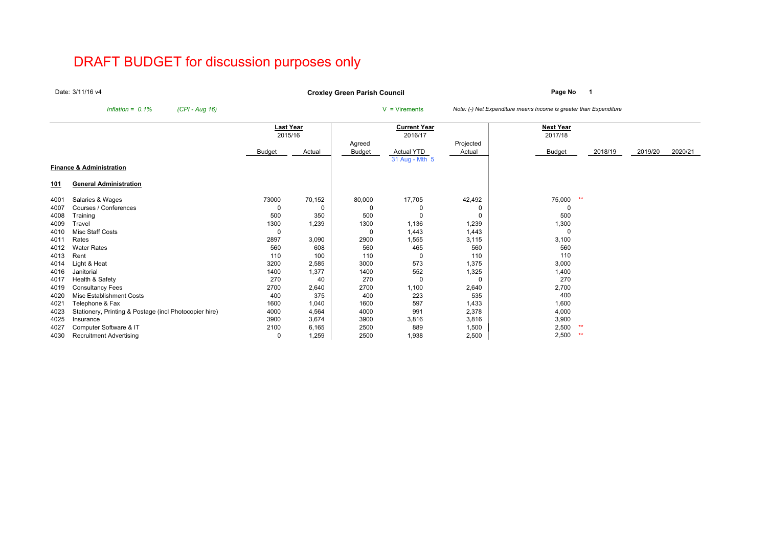# DRAFT BUDGET for discussion purposes only

Date: 3/11/16 v4

**Croxley Green Parish Council**

**Page No 1**

*Inflation = 0.1%* *(CPI - Aug 16)*

V = Virements

*Note: (-) Net Expenditure means Income is greater than Expenditure*

| | | **Last Year** 2015/16 | | **Current Year** 2016/17 | | | **Next Year** 2017/18 | | | | |
|---|---|---|---|---|---|---|---|---|---|---|---|
| | | Budget | Actual | Agreed Budget | Actual YTD 31 Aug - Mth 5 | Projected Actual | Budget | | 2018/19 | 2019/20 | 2020/21 |
| **Finance & Administration** | | | | | | | | | | | |
| **101** | **General Administration** | | | | | | | | | | |
| 4001 | Salaries & Wages | 73000 | 70,152 | 80,000 | 17,705 | 42,492 | 75,000 | ** | | | |
| 4007 | Courses / Conferences | 0 | 0 | 0 | 0 | 0 | 0 | | | | |
| 4008 | Training | 500 | 350 | 500 | 0 | 0 | 500 | | | | |
| 4009 | Travel | 1300 | 1,239 | 1300 | 1,136 | 1,239 | 1,300 | | | | |
| 4010 | Misc Staff Costs | 0 | | 0 | 1,443 | 1,443 | 0 | | | | |
| 4011 | Rates | 2897 | 3,090 | 2900 | 1,555 | 3,115 | 3,100 | | | | |
| 4012 | Water Rates | 560 | 608 | 560 | 465 | 560 | 560 | | | | |
| 4013 | Rent | 110 | 100 | 110 | 0 | 110 | 110 | | | | |
| 4014 | Light & Heat | 3200 | 2,585 | 3000 | 573 | 1,375 | 3,000 | | | | |
| 4016 | Janitorial | 1400 | 1,377 | 1400 | 552 | 1,325 | 1,400 | | | | |
| 4017 | Health & Safety | 270 | 40 | 270 | 0 | 0 | 270 | | | | |
| 4019 | Consultancy Fees | 2700 | 2,640 | 2700 | 1,100 | 2,640 | 2,700 | | | | |
| 4020 | Misc Establishment Costs | 400 | 375 | 400 | 223 | 535 | 400 | | | | |
| 4021 | Telephone & Fax | 1600 | 1,040 | 1600 | 597 | 1,433 | 1,600 | | | | |
| 4023 | Stationery, Printing & Postage (incl Photocopier hire) | 4000 | 4,564 | 4000 | 991 | 2,378 | 4,000 | | | | |
| 4025 | Insurance | 3900 | 3,674 | 3900 | 3,816 | 3,816 | 3,900 | | | | |
| 4027 | Computer Software & IT | 2100 | 6,165 | 2500 | 889 | 1,500 | 2,500 | ** | | | |
| 4030 | Recruitment Advertising | 0 | 1,259 | 2500 | 1,938 | 2,500 | 2,500 | ** | | | |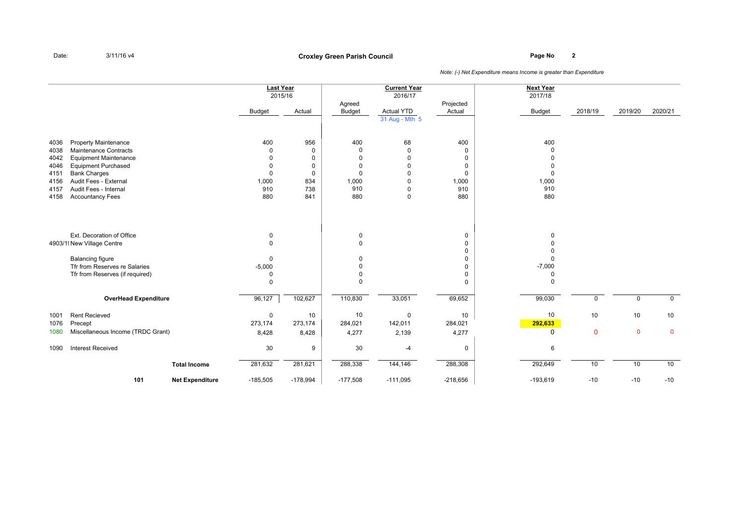Date: 3/11/16 v4

# Croxley Green Parish Council

*Note: (-) Net Expenditure means Income is greater than Expenditure*

| | | | Last Year 2015/16 | | Current Year 2016/17 | | | Next Year 2017/18 | | | |
|---|---|---|---|---|---|---|---|---|---|---|---|
| | | | Budget | Actual | Agreed Budget | Actual YTD 31 Aug - Mth 5 | Projected Actual | Budget | 2018/19 | 2019/20 | 2020/21 |
| 4036 | Property Maintenance | | 400 | 956 | 400 | 68 | 400 | 400 | | | |
| 4038 | Maintenance Contracts | | 0 | 0 | 0 | 0 | 0 | 0 | | | |
| 4042 | Equipment Maintenance | | 0 | 0 | 0 | 0 | 0 | 0 | | | |
| 4046 | Equipment Purchased | | 0 | 0 | 0 | 0 | 0 | 0 | | | |
| 4151 | Bank Charges | | 0 | 0 | 0 | 0 | 0 | 0 | | | |
| 4156 | Audit Fees - External | | 1,000 | 834 | 1,000 | 0 | 1,000 | 1,000 | | | |
| 4157 | Audit Fees - Internal | | 910 | 738 | 910 | 0 | 910 | 910 | | | |
| 4158 | Accountancy Fees | | 880 | 841 | 880 | 0 | 880 | 880 | | | |
| | Ext. Decoration of Office | | 0 | | 0 | | 0 | 0 | | | |
| 4903/1! | New Village Centre | | 0 | | 0 | | 0 | 0 | | | |
| | | | | | | | 0 | 0 | | | |
| | Balancing figure | | 0 | | 0 | | 0 | 0 | | | |
| | Tfr from Reserves re Salaries | | -5,000 | | 0 | | 0 | -7,000 | | | |
| | Tfr from Reserves (if required) | | 0 | | 0 | | 0 | 0 | | | |
| | | | 0 | | 0 | | 0 | 0 | | | |
| | **OverHead Expenditure** | | 96,127 | 102,627 | 110,830 | 33,051 | 69,652 | 99,030 | 0 | 0 | 0 |
| 1001 | Rent Recieved | | 0 | 10 | 10 | 0 | 10 | 10 | 10 | 10 | 10 |
| 1076 | Precept | | 273,174 | 273,174 | 284,021 | 142,011 | 284,021 | 292,633 | | | |
| 1080 | Miscellaneous Income (TRDC Grant) | | 8,428 | 8,428 | 4,277 | 2,139 | 4,277 | 0 | 0 | 0 | 0 |
| 1090 | Interest Received | | 30 | 9 | 30 | -4 | 0 | 6 | | | |
| | | **Total Income** | 281,632 | 281,621 | 288,338 | 144,146 | 288,308 | 292,649 | 10 | 10 | 10 |
| | **101** | **Net Expenditure** | -185,505 | -178,994 | -177,508 | -111,095 | -218,656 | -193,619 | -10 | -10 | -10 |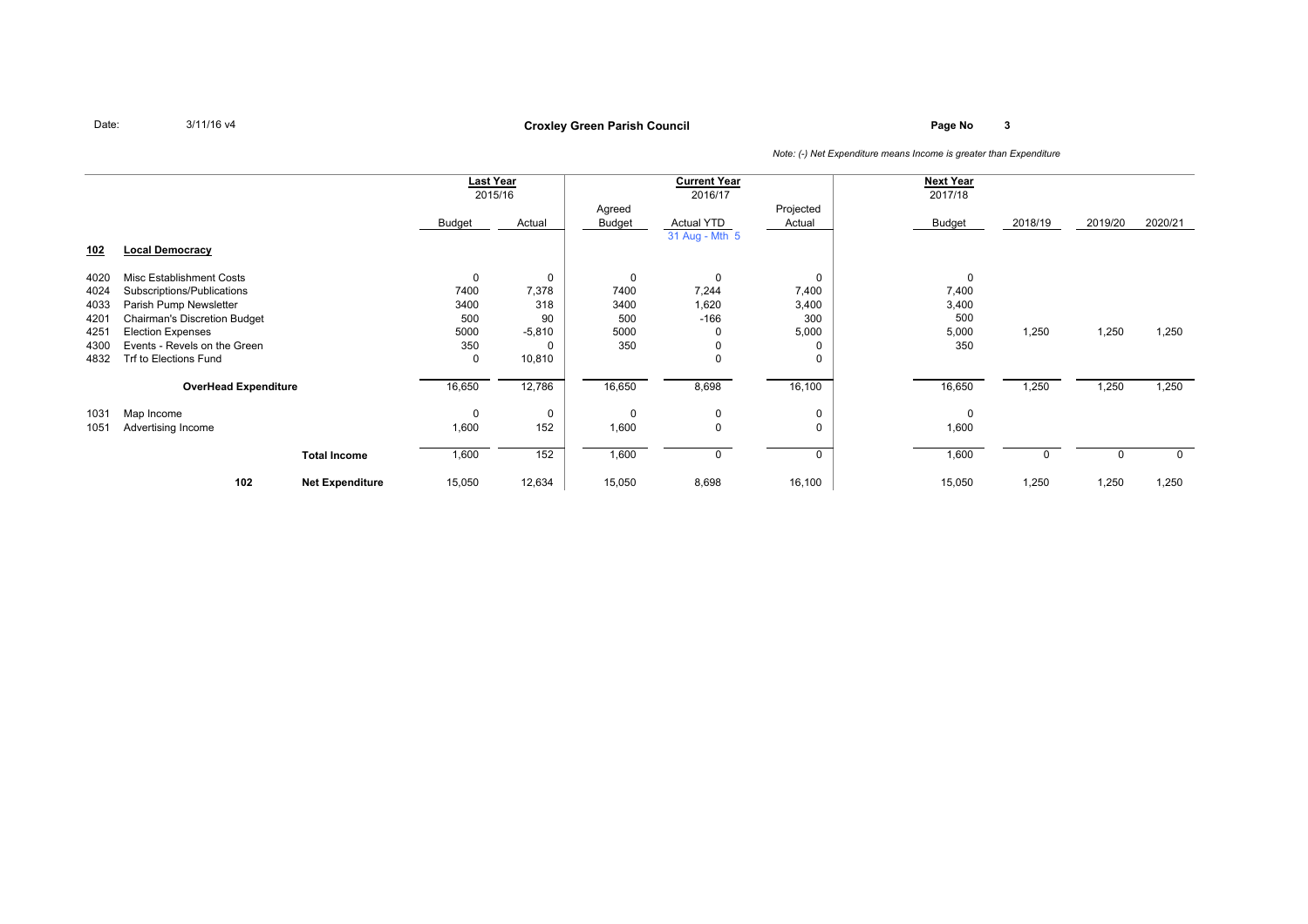Date: 3/11/16 v4

**Croxley Green Parish Council**

*Note: (-) Net Expenditure means Income is greater than Expenditure*

| | | Last Year 2015/16 | | Current Year 2016/17 | | | Next Year 2017/18 | | | |
|---|---|---|---|---|---|---|---|---|---|---|
| | | Budget | Actual | Agreed Budget | Actual YTD 31 Aug - Mth 5 | Projected Actual | Budget | 2018/19 | 2019/20 | 2020/21 |
| **102** | **Local Democracy** | | | | | | | | | |
| 4020 | Misc Establishment Costs | 0 | 0 | 0 | 0 | 0 | 0 | | | |
| 4024 | Subscriptions/Publications | 7400 | 7,378 | 7400 | 7,244 | 7,400 | 7,400 | | | |
| 4033 | Parish Pump Newsletter | 3400 | 318 | 3400 | 1,620 | 3,400 | 3,400 | | | |
| 4201 | Chairman's Discretion Budget | 500 | 90 | 500 | -166 | 300 | 500 | | | |
| 4251 | Election Expenses | 5000 | -5,810 | 5000 | 0 | 5,000 | 5,000 | 1,250 | 1,250 | 1,250 |
| 4300 | Events - Revels on the Green | 350 | 0 | 350 | 0 | 0 | 350 | | | |
| 4832 | Trf to Elections Fund | 0 | 10,810 | | 0 | 0 | | | | |
| | **OverHead Expenditure** | 16,650 | 12,786 | 16,650 | 8,698 | 16,100 | 16,650 | 1,250 | 1,250 | 1,250 |
| 1031 | Map Income | 0 | 0 | 0 | 0 | 0 | 0 | | | |
| 1051 | Advertising Income | 1,600 | 152 | 1,600 | 0 | 0 | 1,600 | | | |
| | **Total Income** | 1,600 | 152 | 1,600 | 0 | 0 | 1,600 | 0 | 0 | 0 |
| **102** | **Net Expenditure** | 15,050 | 12,634 | 15,050 | 8,698 | 16,100 | 15,050 | 1,250 | 1,250 | 1,250 |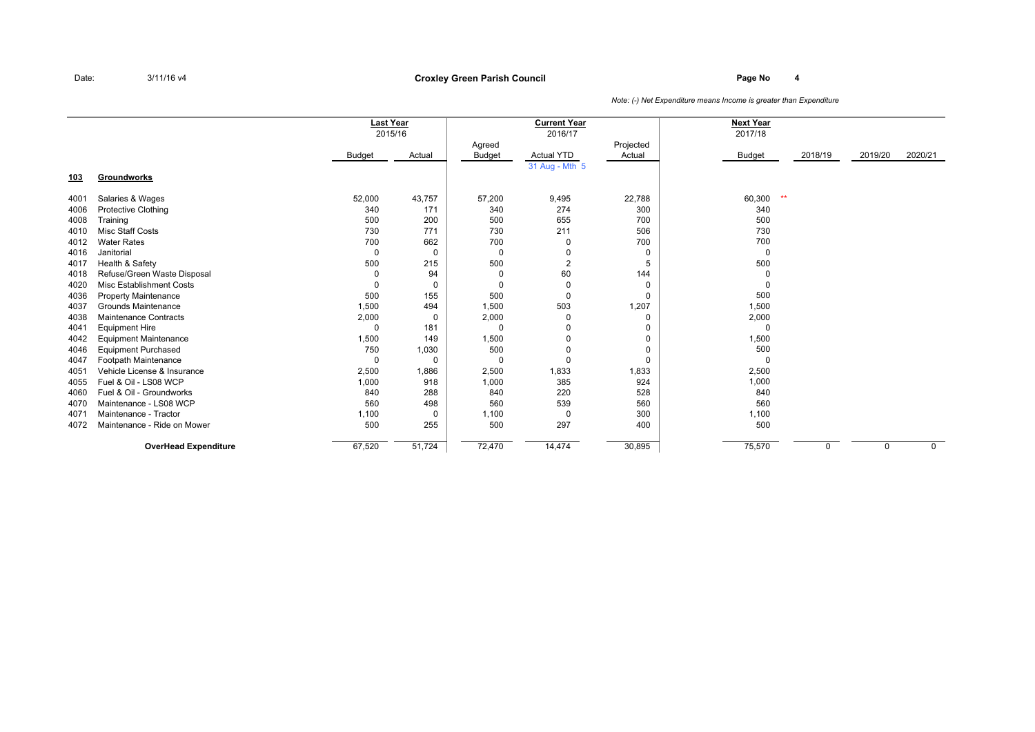Date: 3/11/16 v4

**Croxley Green Parish Council**

*Note: (-) Net Expenditure means Income is greater than Expenditure*

| | | Last Year 2015/16 | | Current Year 2016/17 | | | Next Year 2017/18 | | | |
|---|---|---|---|---|---|---|---|---|---|---|
| | | Budget | Actual | Agreed Budget | Actual YTD 31 Aug - Mth 5 | Projected Actual | Budget | 2018/19 | 2019/20 | 2020/21 |
| **103** | **Groundworks** | | | | | | | | | |
| 4001 | Salaries & Wages | 52,000 | 43,757 | 57,200 | 9,495 | 22,788 | 60,300 ** | | | |
| 4006 | Protective Clothing | 340 | 171 | 340 | 274 | 300 | 340 | | | |
| 4008 | Training | 500 | 200 | 500 | 655 | 700 | 500 | | | |
| 4010 | Misc Staff Costs | 730 | 771 | 730 | 211 | 506 | 730 | | | |
| 4012 | Water Rates | 700 | 662 | 700 | 0 | 700 | 700 | | | |
| 4016 | Janitorial | 0 | 0 | 0 | 0 | 0 | 0 | | | |
| 4017 | Health & Safety | 500 | 215 | 500 | 2 | 5 | 500 | | | |
| 4018 | Refuse/Green Waste Disposal | 0 | 94 | 0 | 60 | 144 | 0 | | | |
| 4020 | Misc Establishment Costs | 0 | 0 | 0 | 0 | 0 | 0 | | | |
| 4036 | Property Maintenance | 500 | 155 | 500 | 0 | 0 | 500 | | | |
| 4037 | Grounds Maintenance | 1,500 | 494 | 1,500 | 503 | 1,207 | 1,500 | | | |
| 4038 | Maintenance Contracts | 2,000 | 0 | 2,000 | 0 | 0 | 2,000 | | | |
| 4041 | Equipment Hire | 0 | 181 | 0 | 0 | 0 | 0 | | | |
| 4042 | Equipment Maintenance | 1,500 | 149 | 1,500 | 0 | 0 | 1,500 | | | |
| 4046 | Equipment Purchased | 750 | 1,030 | 500 | 0 | 0 | 500 | | | |
| 4047 | Footpath Maintenance | 0 | 0 | 0 | 0 | 0 | 0 | | | |
| 4051 | Vehicle License & Insurance | 2,500 | 1,886 | 2,500 | 1,833 | 1,833 | 2,500 | | | |
| 4055 | Fuel & Oil - LS08 WCP | 1,000 | 918 | 1,000 | 385 | 924 | 1,000 | | | |
| 4060 | Fuel & Oil - Groundworks | 840 | 288 | 840 | 220 | 528 | 840 | | | |
| 4070 | Maintenance - LS08 WCP | 560 | 498 | 560 | 539 | 560 | 560 | | | |
| 4071 | Maintenance - Tractor | 1,100 | 0 | 1,100 | 0 | 300 | 1,100 | | | |
| 4072 | Maintenance - Ride on Mower | 500 | 255 | 500 | 297 | 400 | 500 | | | |
| | **OverHead Expenditure** | 67,520 | 51,724 | 72,470 | 14,474 | 30,895 | 75,570 | 0 | 0 | 0 |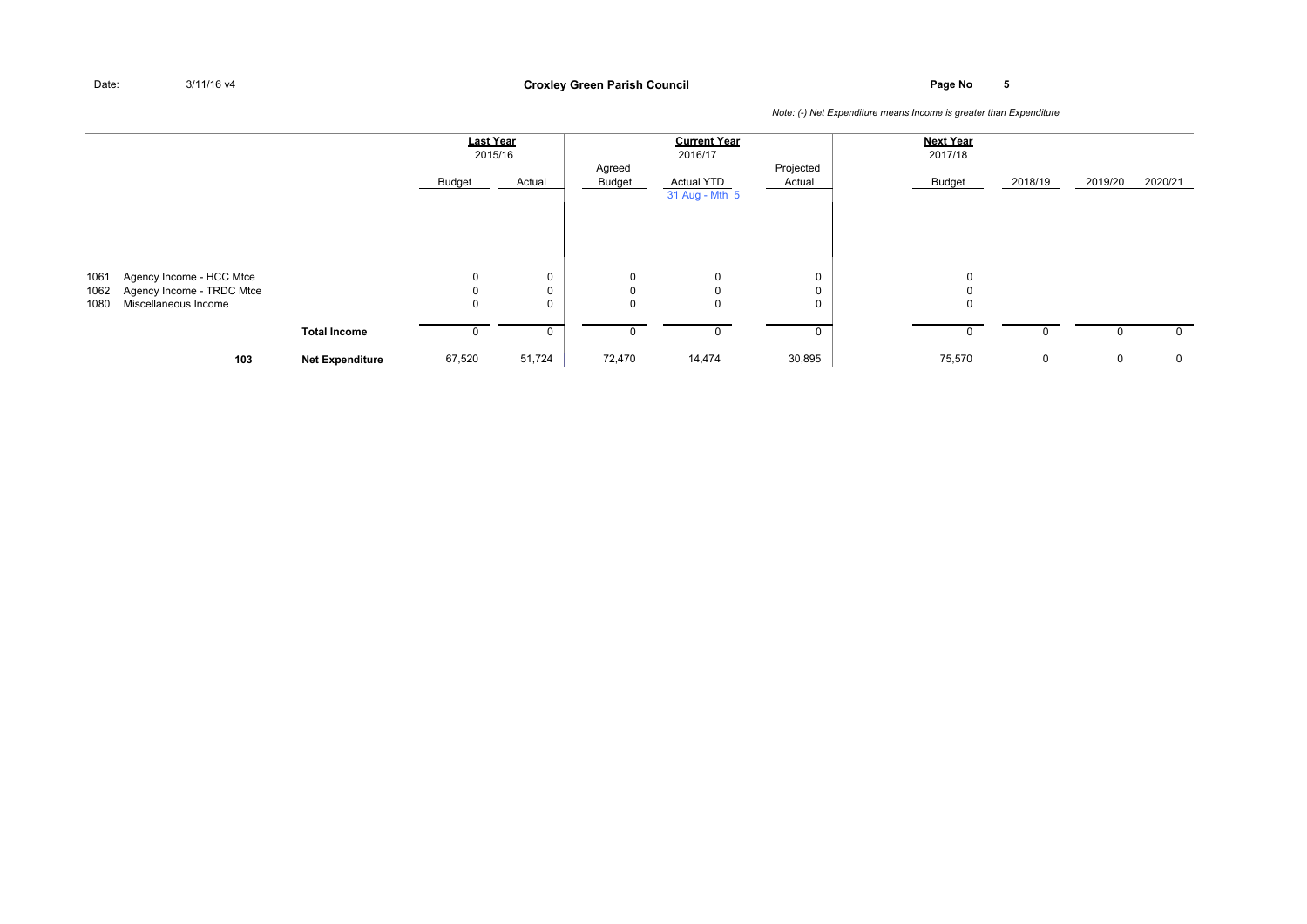Date: 3/11/16 v4

**Croxley Green Parish Council**

*Note: (-) Net Expenditure means Income is greater than Expenditure*

| | | | Last Year 2015/16 | | Current Year 2016/17 | | | Next Year 2017/18 | | | |
|---|---|---|---|---|---|---|---|---|---|---|---|
| | | | Budget | Actual | Agreed Budget | Actual YTD 31 Aug - Mth 5 | Projected Actual | Budget | 2018/19 | 2019/20 | 2020/21 |
| 1061 | Agency Income - HCC Mtce | | 0 | 0 | 0 | 0 | 0 | 0 | | | |
| 1062 | Agency Income - TRDC Mtce | | 0 | 0 | 0 | 0 | 0 | 0 | | | |
| 1080 | Miscellaneous Income | | 0 | 0 | 0 | 0 | 0 | 0 | | | |
| | | **Total Income** | 0 | 0 | 0 | 0 | 0 | 0 | 0 | 0 | 0 |
| | **103** | **Net Expenditure** | 67,520 | 51,724 | 72,470 | 14,474 | 30,895 | 75,570 | 0 | 0 | 0 |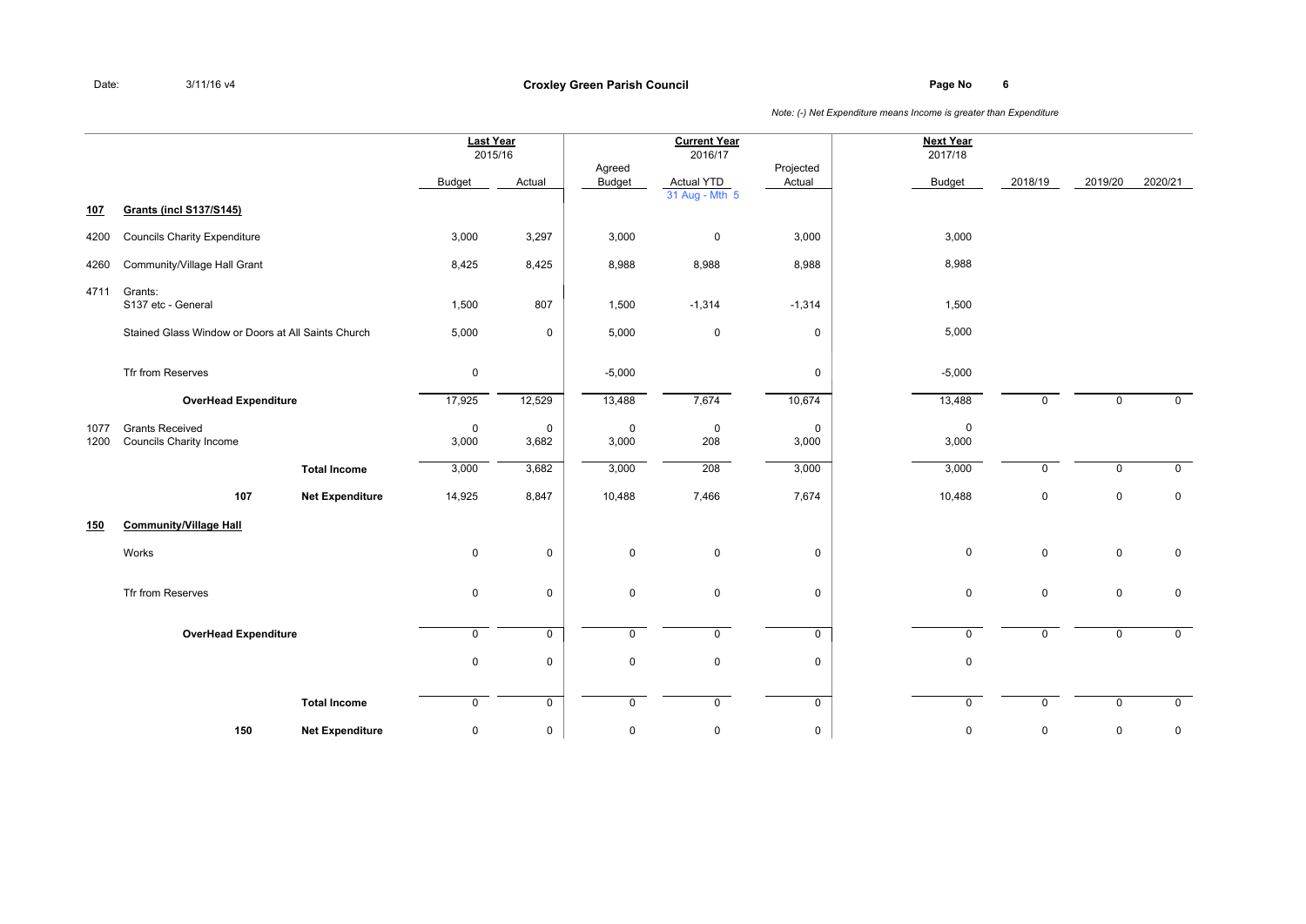Date: 3/11/16 v4

**Croxley Green Parish Council**

*Note: (-) Net Expenditure means Income is greater than Expenditure*

| | | | Last Year 2015/16 | | Current Year 2016/17 | | | Next Year 2017/18 | | | |
|---|---|---|---|---|---|---|---|---|---|---|---|
| | | | Budget | Actual | Agreed Budget | Actual YTD 31 Aug - Mth 5 | Projected Actual | Budget | 2018/19 | 2019/20 | 2020/21 |
| **107** | **Grants (incl S137/S145)** | | | | | | | | | | |
| 4200 | Councils Charity Expenditure | | 3,000 | 3,297 | 3,000 | 0 | 3,000 | 3,000 | | | |
| 4260 | Community/Village Hall Grant | | 8,425 | 8,425 | 8,988 | 8,988 | 8,988 | 8,988 | | | |
| 4711 | Grants: S137 etc - General | | 1,500 | 807 | 1,500 | -1,314 | -1,314 | 1,500 | | | |
| | Stained Glass Window or Doors at All Saints Church | | 5,000 | 0 | 5,000 | 0 | 0 | 5,000 | | | |
| | Tfr from Reserves | | 0 | | -5,000 | | 0 | -5,000 | | | |
| | **OverHead Expenditure** | | 17,925 | 12,529 | 13,488 | 7,674 | 10,674 | 13,488 | 0 | 0 | 0 |
| 1077 | Grants Received | | 0 | 0 | 0 | 0 | 0 | 0 | | | |
| 1200 | Councils Charity Income | | 3,000 | 3,682 | 3,000 | 208 | 3,000 | 3,000 | | | |
| | | **Total Income** | 3,000 | 3,682 | 3,000 | 208 | 3,000 | 3,000 | 0 | 0 | 0 |
| | **107** | **Net Expenditure** | 14,925 | 8,847 | 10,488 | 7,466 | 7,674 | 10,488 | 0 | 0 | 0 |
| **150** | **Community/Village Hall** | | | | | | | | | | |
| | Works | | 0 | 0 | 0 | 0 | 0 | 0 | 0 | 0 | 0 |
| | Tfr from Reserves | | 0 | 0 | 0 | 0 | 0 | 0 | 0 | 0 | 0 |
| | **OverHead Expenditure** | | 0 | 0 | 0 | 0 | 0 | 0 | 0 | 0 | 0 |
| | | | 0 | 0 | 0 | 0 | 0 | 0 | | | |
| | | **Total Income** | 0 | 0 | 0 | 0 | 0 | 0 | 0 | 0 | 0 |
| | **150** | **Net Expenditure** | 0 | 0 | 0 | 0 | 0 | 0 | 0 | 0 | 0 |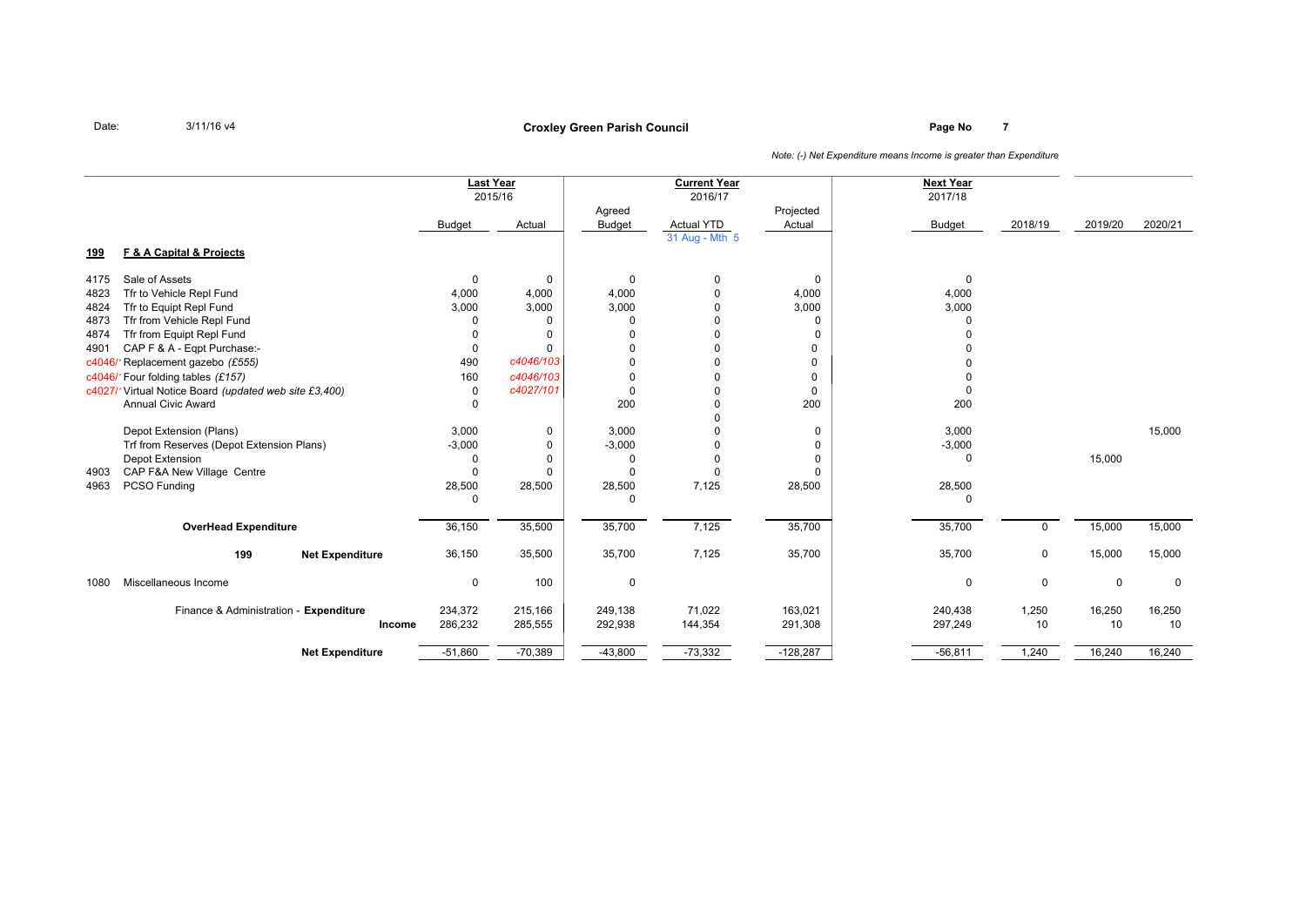Date: 3/11/16 v4

**Croxley Green Parish Council**

*Note: (-) Net Expenditure means Income is greater than Expenditure*

| | | Last Year 2015/16 | | Current Year 2016/17 | | | Next Year 2017/18 | | | |
|---|---|---|---|---|---|---|---|---|---|---|
| | | Budget | Actual | Agreed Budget | Actual YTD 31 Aug - Mth 5 | Projected Actual | Budget | 2018/19 | 2019/20 | 2020/21 |
| **199** | **F & A Capital & Projects** | | | | | | | | | |
| 4175 | Sale of Assets | 0 | 0 | 0 | 0 | 0 | 0 | | | |
| 4823 | Tfr to Vehicle Repl Fund | 4,000 | 4,000 | 4,000 | 0 | 4,000 | 4,000 | | | |
| 4824 | Tfr to Equipt Repl Fund | 3,000 | 3,000 | 3,000 | 0 | 3,000 | 3,000 | | | |
| 4873 | Tfr from Vehicle Repl Fund | 0 | 0 | 0 | 0 | 0 | 0 | | | |
| 4874 | Tfr from Equipt Repl Fund | 0 | 0 | 0 | 0 | 0 | 0 | | | |
| 4901 | CAP F & A - Eqpt Purchase:- | 0 | 0 | 0 | 0 | 0 | 0 | | | |
| c4046/1 | Replacement gazebo *(£555)* | 490 | *c4046/103* | 0 | 0 | 0 | 0 | | | |
| c4046/1 | Four folding tables *(£157)* | 160 | *c4046/103* | 0 | 0 | 0 | 0 | | | |
| c4027/1 | Virtual Notice Board *(updated web site £3,400)* | 0 | *c4027/101* | 0 | 0 | 0 | 0 | | | |
| | Annual Civic Award | 0 | | 200 | 0 | 200 | 200 | | | |
| | | | | | 0 | | | | | |
| | Depot Extension (Plans) | 3,000 | 0 | 3,000 | 0 | 0 | 3,000 | | | 15,000 |
| | Trf from Reserves (Depot Extension Plans) | -3,000 | 0 | -3,000 | 0 | 0 | -3,000 | | | |
| | Depot Extension | 0 | 0 | 0 | 0 | 0 | 0 | | 15,000 | |
| 4903 | CAP F&A New Village Centre | 0 | 0 | 0 | 0 | 0 | | | | |
| 4963 | PCSO Funding | 28,500 | 28,500 | 28,500 | 7,125 | 28,500 | 28,500 | | | |
| | | 0 | | 0 | | | 0 | | | |
| | **OverHead Expenditure** | 36,150 | 35,500 | 35,700 | 7,125 | 35,700 | 35,700 | 0 | 15,000 | 15,000 |
| | **199 Net Expenditure** | 36,150 | 35,500 | 35,700 | 7,125 | 35,700 | 35,700 | 0 | 15,000 | 15,000 |
| 1080 | Miscellaneous Income | 0 | 100 | 0 | | | 0 | 0 | 0 | 0 |
| | Finance & Administration - **Expenditure** | 234,372 | 215,166 | 249,138 | 71,022 | 163,021 | 240,438 | 1,250 | 16,250 | 16,250 |
| | **Income** | 286,232 | 285,555 | 292,938 | 144,354 | 291,308 | 297,249 | 10 | 10 | 10 |
| | **Net Expenditure** | -51,860 | -70,389 | -43,800 | -73,332 | -128,287 | -56,811 | 1,240 | 16,240 | 16,240 |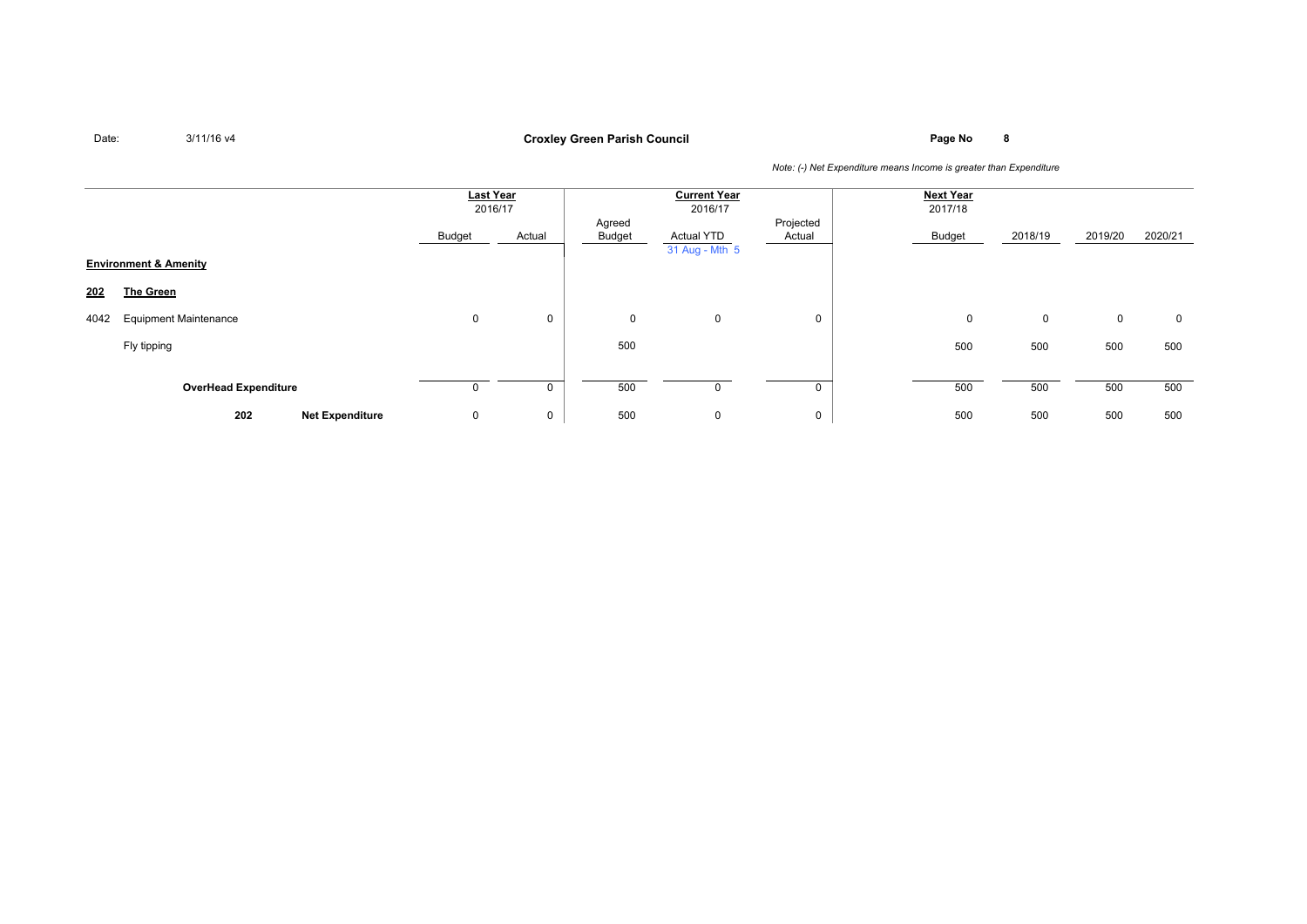Date: 3/11/16 v4

**Croxley Green Parish Council**

*Note: (-) Net Expenditure means Income is greater than Expenditure*

| | | Last Year 2016/17 | | Current Year 2016/17 | | | Next Year 2017/18 | | | |
|---|---|---|---|---|---|---|---|---|---|---|
| | | Budget | Actual | Agreed Budget | Actual YTD 31 Aug - Mth 5 | Projected Actual | Budget | 2018/19 | 2019/20 | 2020/21 |
| **Environment & Amenity** | | | | | | | | | | |
| **202** | **The Green** | | | | | | | | | |
| 4042 | Equipment Maintenance | 0 | 0 | 0 | 0 | 0 | 0 | 0 | 0 | 0 |
| | Fly tipping | | | 500 | | | 500 | 500 | 500 | 500 |
| | **OverHead Expenditure** | 0 | 0 | 500 | 0 | 0 | 500 | 500 | 500 | 500 |
| **202** | **Net Expenditure** | 0 | 0 | 500 | 0 | 0 | 500 | 500 | 500 | 500 |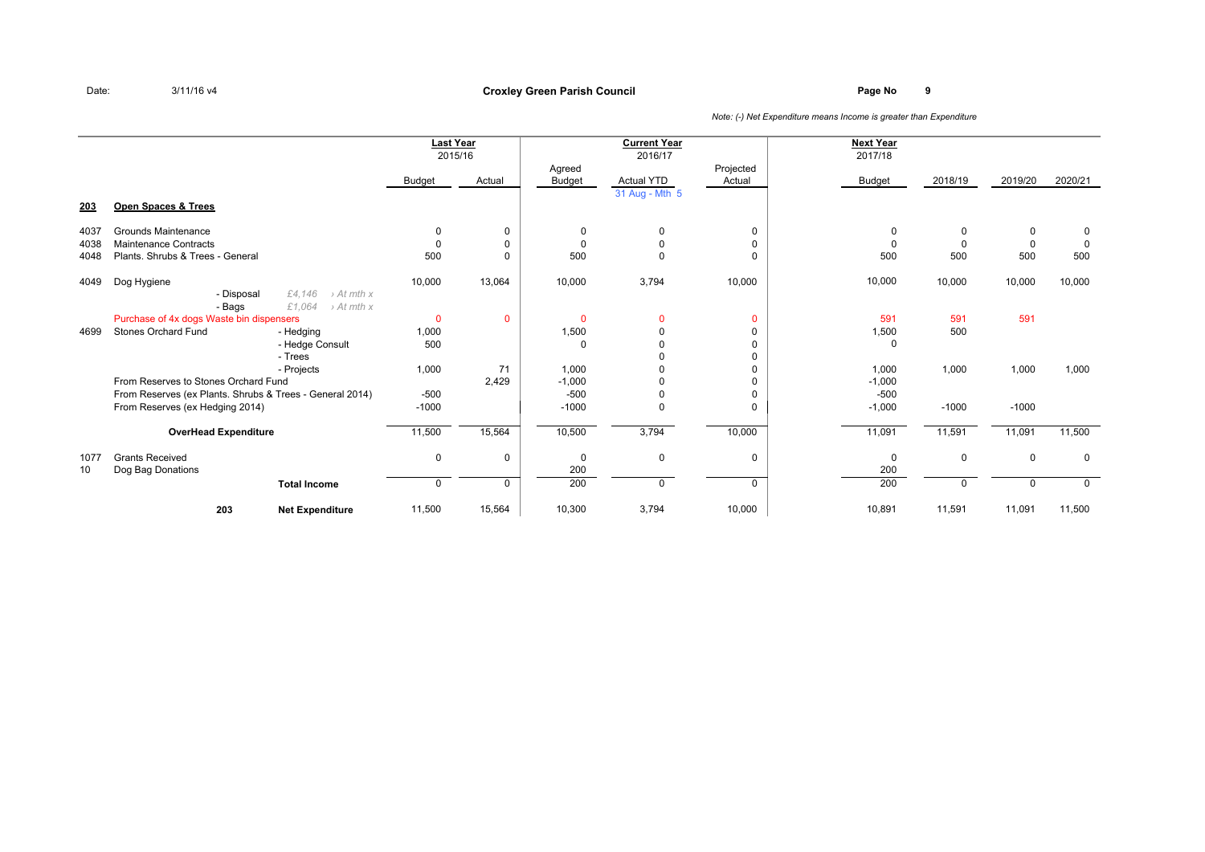Date: 3/11/16 v4

**Croxley Green Parish Council**

*Note: (-) Net Expenditure means Income is greater than Expenditure*

| | | | Last Year 2015/16 | | Current Year 2016/17 | | | Next Year 2017/18 | | | |
|---|---|---|---|---|---|---|---|---|---|---|---|
| | | | Budget | Actual | Agreed Budget | Actual YTD 31 Aug - Mth 5 | Projected Actual | Budget | 2018/19 | 2019/20 | 2020/21 |
| **203** | **Open Spaces & Trees** | | | | | | | | | | |
| 4037 | Grounds Maintenance | | 0 | 0 | 0 | 0 | 0 | 0 | 0 | 0 | 0 |
| 4038 | Maintenance Contracts | | 0 | 0 | 0 | 0 | 0 | 0 | 0 | 0 | 0 |
| 4048 | Plants. Shrubs & Trees - General | | 500 | 0 | 500 | 0 | 0 | 500 | 500 | 500 | 500 |
| 4049 | Dog Hygiene | | 10,000 | 13,064 | 10,000 | 3,794 | 10,000 | 10,000 | 10,000 | 10,000 | 10,000 |
| | - Disposal | *£4,146 › At mth x* | | | | | | | | | |
| | - Bags | *£1,064 › At mth x* | | | | | | | | | |
| | Purchase of 4x dogs Waste bin dispensers | | 0 | 0 | 0 | 0 | 0 | 591 | 591 | 591 | |
| 4699 | Stones Orchard Fund | - Hedging | 1,000 | | 1,500 | 0 | 0 | 1,500 | 500 | | |
| | | - Hedge Consult | 500 | | 0 | 0 | 0 | 0 | | | |
| | | - Trees | | | | 0 | 0 | | | | |
| | | - Projects | 1,000 | 71 | 1,000 | 0 | 0 | 1,000 | 1,000 | 1,000 | 1,000 |
| | From Reserves to Stones Orchard Fund | | | 2,429 | -1,000 | 0 | 0 | -1,000 | | | |
| | From Reserves (ex Plants. Shrubs & Trees - General 2014) | | -500 | | -500 | 0 | 0 | -500 | | | |
| | From Reserves (ex Hedging 2014) | | -1000 | | -1000 | 0 | 0 | -1,000 | -1000 | -1000 | |
| | **OverHead Expenditure** | | 11,500 | 15,564 | 10,500 | 3,794 | 10,000 | 11,091 | 11,591 | 11,091 | 11,500 |
| 1077 | Grants Received | | 0 | 0 | 0 | 0 | 0 | 0 | 0 | 0 | 0 |
| 10 | Dog Bag Donations | | | | 200 | | | 200 | | | |
| | | **Total Income** | 0 | 0 | 200 | 0 | 0 | 200 | 0 | 0 | 0 |
| | 203 | **Net Expenditure** | 11,500 | 15,564 | 10,300 | 3,794 | 10,000 | 10,891 | 11,591 | 11,091 | 11,500 |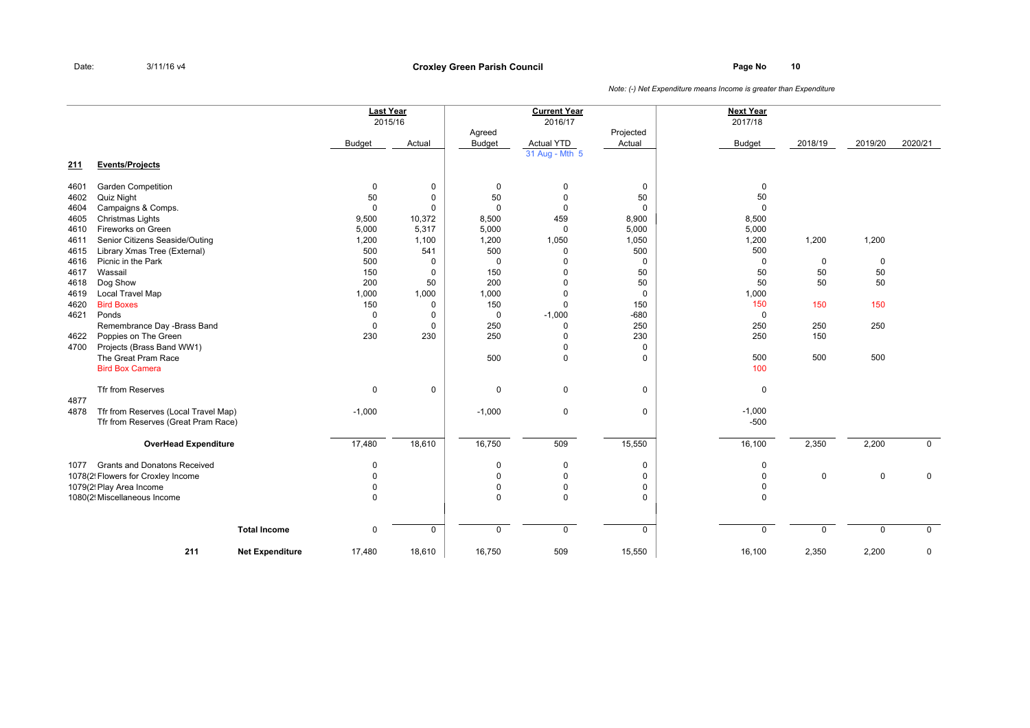Date: 3/11/16 v4

**Croxley Green Parish Council**

*Note: (-) Net Expenditure means Income is greater than Expenditure*

| | | Last Year 2015/16 | | Current Year 2016/17 | | | Next Year 2017/18 | | | |
|---|---|---|---|---|---|---|---|---|---|---|
| | | Budget | Actual | Agreed Budget | Actual YTD 31 Aug - Mth 5 | Projected Actual | Budget | 2018/19 | 2019/20 | 2020/21 |
| **211** | **Events/Projects** | | | | | | | | | |
| 4601 | Garden Competition | 0 | 0 | 0 | 0 | 0 | 0 | | | |
| 4602 | Quiz Night | 50 | 0 | 50 | 0 | 50 | 50 | | | |
| 4604 | Campaigns & Comps. | 0 | 0 | 0 | 0 | 0 | 0 | | | |
| 4605 | Christmas Lights | 9,500 | 10,372 | 8,500 | 459 | 8,900 | 8,500 | | | |
| 4610 | Fireworks on Green | 5,000 | 5,317 | 5,000 | 0 | 5,000 | 5,000 | | | |
| 4611 | Senior Citizens Seaside/Outing | 1,200 | 1,100 | 1,200 | 1,050 | 1,050 | 1,200 | 1,200 | 1,200 | |
| 4615 | Library Xmas Tree (External) | 500 | 541 | 500 | 0 | 500 | 500 | | | |
| 4616 | Picnic in the Park | 500 | 0 | 0 | 0 | 0 | 0 | 0 | 0 | |
| 4617 | Wassail | 150 | 0 | 150 | 0 | 50 | 50 | 50 | 50 | |
| 4618 | Dog Show | 200 | 50 | 200 | 0 | 50 | 50 | 50 | 50 | |
| 4619 | Local Travel Map | 1,000 | 1,000 | 1,000 | 0 | 0 | 1,000 | | | |
| 4620 | Bird Boxes | 150 | 0 | 150 | 0 | 150 | 150 | 150 | 150 | |
| 4621 | Ponds | 0 | 0 | 0 | -1,000 | -680 | 0 | | | |
| | Remembrance Day -Brass Band | 0 | 0 | 250 | 0 | 250 | 250 | 250 | 250 | |
| 4622 | Poppies on The Green | 230 | 230 | 250 | 0 | 230 | 250 | 150 | | |
| 4700 | Projects (Brass Band WW1) | | | | 0 | 0 | | | | |
| | The Great Pram Race | | | 500 | 0 | 0 | 500 | 500 | 500 | |
| | Bird Box Camera | | | | | | 100 | | | |
| | Tfr from Reserves | 0 | 0 | 0 | 0 | 0 | 0 | | | |
| 4877 | | | | | | | | | | |
| 4878 | Tfr from Reserves (Local Travel Map) | -1,000 | | -1,000 | 0 | 0 | -1,000 | | | |
| | Tfr from Reserves (Great Pram Race) | | | | | | -500 | | | |
| | **OverHead Expenditure** | 17,480 | 18,610 | 16,750 | 509 | 15,550 | 16,100 | 2,350 | 2,200 | 0 |
| 1077 | Grants and Donatons Received | 0 | | 0 | 0 | 0 | 0 | | | |
| 1078(2! | Flowers for Croxley Income | 0 | | 0 | 0 | 0 | 0 | 0 | 0 | 0 |
| 1079(2! | Play Area Income | 0 | | 0 | 0 | 0 | 0 | | | |
| 1080(2! | Miscellaneous Income | 0 | | 0 | 0 | 0 | 0 | | | |
| | **Total Income** | 0 | 0 | 0 | 0 | 0 | 0 | 0 | 0 | 0 |
| **211** | **Net Expenditure** | 17,480 | 18,610 | 16,750 | 509 | 15,550 | 16,100 | 2,350 | 2,200 | 0 |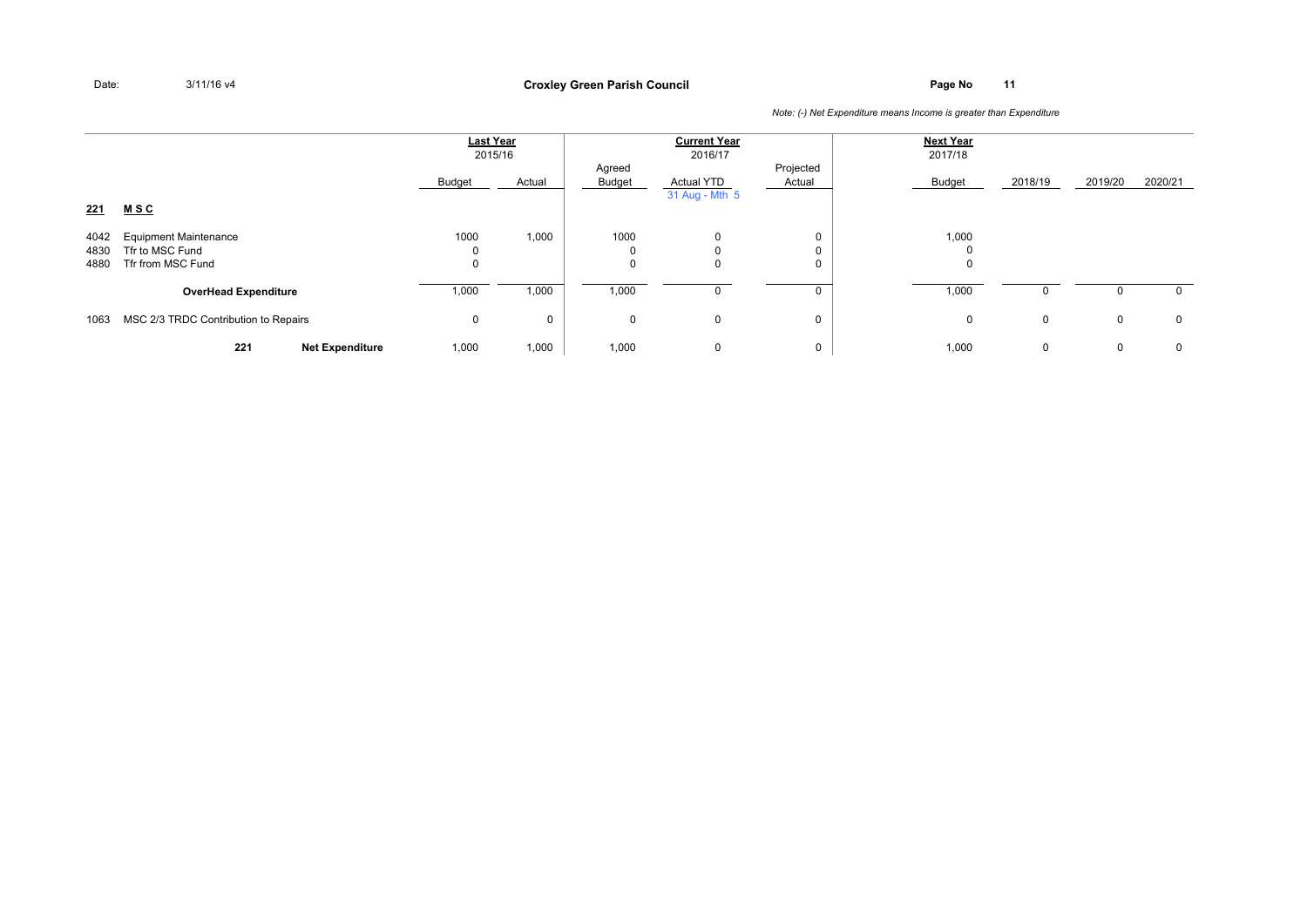Date: 3/11/16 v4

**Croxley Green Parish Council**

*Note: (-) Net Expenditure means Income is greater than Expenditure*

| | | Last Year 2015/16 | | Current Year 2016/17 | | | Next Year 2017/18 | | | |
|---|---|---|---|---|---|---|---|---|---|---|
| | | Budget | Actual | Agreed Budget | Actual YTD 31 Aug - Mth 5 | Projected Actual | Budget | 2018/19 | 2019/20 | 2020/21 |
| **221** | **M S C** | | | | | | | | | |
| 4042 | Equipment Maintenance | 1000 | 1,000 | 1000 | 0 | 0 | 1,000 | | | |
| 4830 | Tfr to MSC Fund | 0 | | 0 | 0 | 0 | 0 | | | |
| 4880 | Tfr from MSC Fund | 0 | | 0 | 0 | 0 | 0 | | | |
| | **OverHead Expenditure** | 1,000 | 1,000 | 1,000 | 0 | 0 | 1,000 | 0 | 0 | 0 |
| 1063 | MSC 2/3 TRDC Contribution to Repairs | 0 | 0 | 0 | 0 | 0 | 0 | 0 | 0 | 0 |
| | **221 Net Expenditure** | 1,000 | 1,000 | 1,000 | 0 | 0 | 1,000 | 0 | 0 | 0 |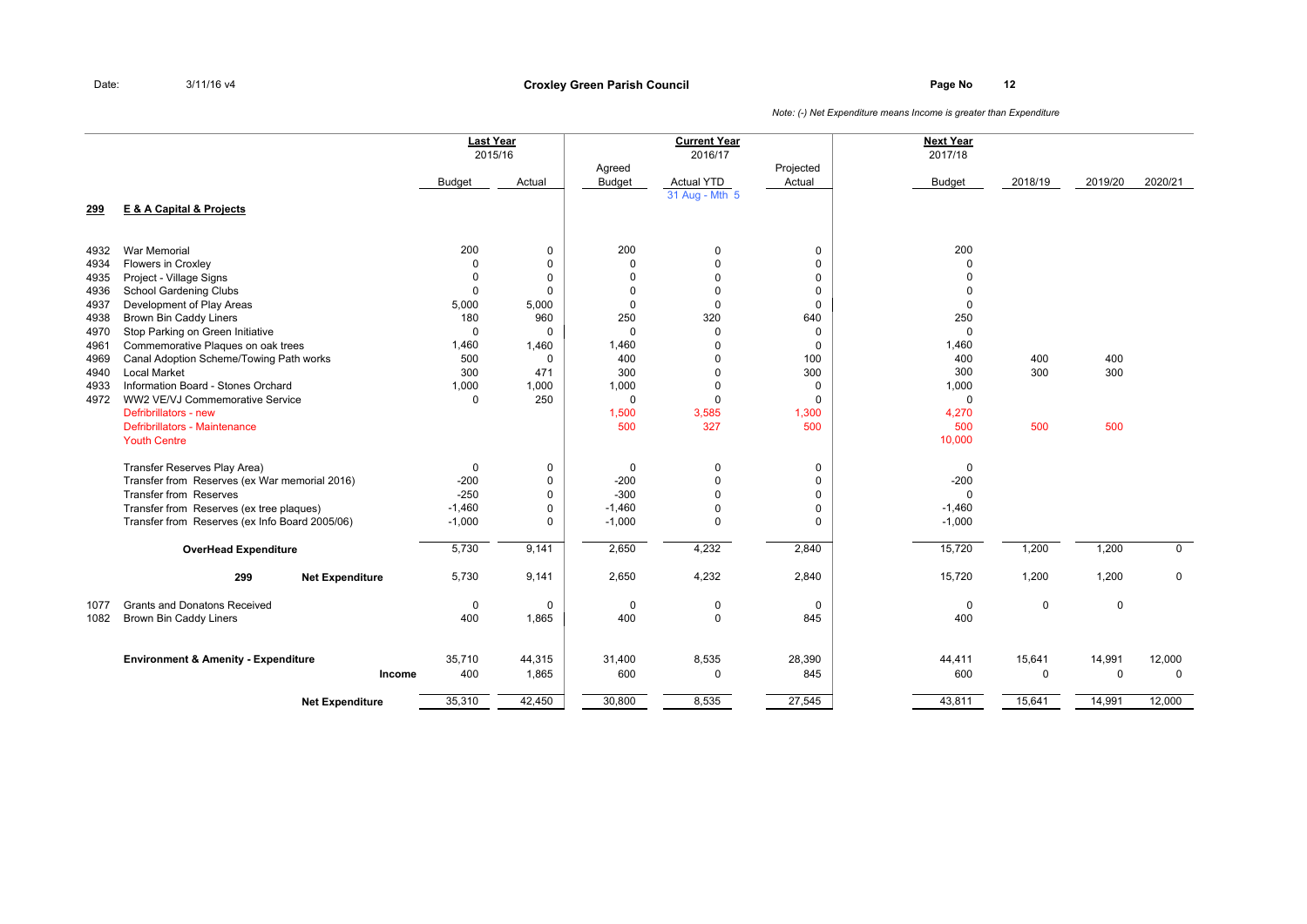Date: 3/11/16 v4

**Croxley Green Parish Council**

*Note: (-) Net Expenditure means Income is greater than Expenditure*

| | | Last Year 2015/16 | | Current Year 2016/17 | | | Next Year 2017/18 | | | |
|---|---|---|---|---|---|---|---|---|---|---|
| | | Budget | Actual | Agreed Budget | Actual YTD 31 Aug - Mth 5 | Projected Actual | Budget | 2018/19 | 2019/20 | 2020/21 |
| **299** | **E & A Capital & Projects** | | | | | | | | | |
| 4932 | War Memorial | 200 | 0 | 200 | 0 | 0 | 200 | | | |
| 4934 | Flowers in Croxley | 0 | 0 | 0 | 0 | 0 | 0 | | | |
| 4935 | Project - Village Signs | 0 | 0 | 0 | 0 | 0 | 0 | | | |
| 4936 | School Gardening Clubs | 0 | 0 | 0 | 0 | 0 | 0 | | | |
| 4937 | Development of Play Areas | 5,000 | 5,000 | 0 | 0 | 0 | 0 | | | |
| 4938 | Brown Bin Caddy Liners | 180 | 960 | 250 | 320 | 640 | 250 | | | |
| 4970 | Stop Parking on Green Initiative | 0 | 0 | 0 | 0 | 0 | 0 | | | |
| 4961 | Commemorative Plaques on oak trees | 1,460 | 1,460 | 1,460 | 0 | 0 | 1,460 | | | |
| 4969 | Canal Adoption Scheme/Towing Path works | 500 | 0 | 400 | 0 | 100 | 400 | 400 | 400 | |
| 4940 | Local Market | 300 | 471 | 300 | 0 | 300 | 300 | 300 | 300 | |
| 4933 | Information Board - Stones Orchard | 1,000 | 1,000 | 1,000 | 0 | 0 | 1,000 | | | |
| 4972 | WW2 VE/VJ Commemorative Service | 0 | 250 | 0 | 0 | 0 | 0 | | | |
| | Defribrillators - new | | | 1,500 | 3,585 | 1,300 | 4,270 | | | |
| | Defribrillators - Maintenance | | | 500 | 327 | 500 | 500 | 500 | 500 | |
| | Youth Centre | | | | | | 10,000 | | | |
| | Transfer Reserves Play Area) | 0 | 0 | 0 | 0 | 0 | 0 | | | |
| | Transfer from Reserves (ex War memorial 2016) | -200 | 0 | -200 | 0 | 0 | -200 | | | |
| | Transfer from Reserves | -250 | 0 | -300 | 0 | 0 | 0 | | | |
| | Transfer from Reserves (ex tree plaques) | -1,460 | 0 | -1,460 | 0 | 0 | -1,460 | | | |
| | Transfer from Reserves (ex Info Board 2005/06) | -1,000 | 0 | -1,000 | 0 | 0 | -1,000 | | | |
| | **OverHead Expenditure** | 5,730 | 9,141 | 2,650 | 4,232 | 2,840 | 15,720 | 1,200 | 1,200 | 0 |
| | **299 Net Expenditure** | 5,730 | 9,141 | 2,650 | 4,232 | 2,840 | 15,720 | 1,200 | 1,200 | 0 |
| 1077 | Grants and Donatons Received | 0 | 0 | 0 | 0 | 0 | 0 | 0 | 0 | |
| 1082 | Brown Bin Caddy Liners | 400 | 1,865 | 400 | 0 | 845 | 400 | | | |
| | **Environment & Amenity - Expenditure** | 35,710 | 44,315 | 31,400 | 8,535 | 28,390 | 44,411 | 15,641 | 14,991 | 12,000 |
| | **Income** | 400 | 1,865 | 600 | 0 | 845 | 600 | 0 | 0 | 0 |
| | **Net Expenditure** | 35,310 | 42,450 | 30,800 | 8,535 | 27,545 | 43,811 | 15,641 | 14,991 | 12,000 |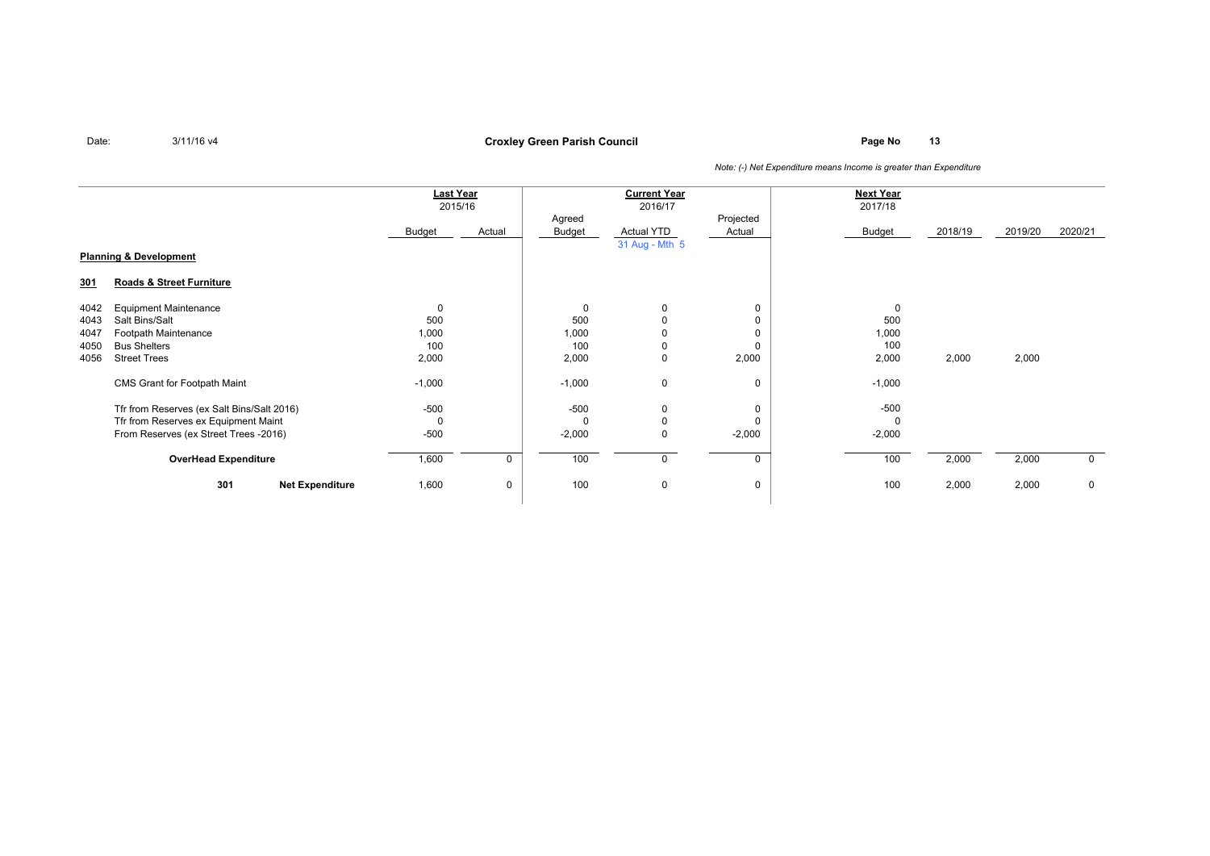**Croxley Green Parish Council**

Date: 3/11/16 v4

*Note: (-) Net Expenditure means Income is greater than Expenditure*

| | | Last Year 2015/16 | | Current Year 2016/17 | | | Next Year 2017/18 | | | |
|---|---|---|---|---|---|---|---|---|---|---|
| | | Budget | Actual | Agreed Budget | Actual YTD 31 Aug - Mth 5 | Projected Actual | Budget | 2018/19 | 2019/20 | 2020/21 |
| **Planning & Development** | | | | | | | | | | |
| **301** | **Roads & Street Furniture** | | | | | | | | | |
| 4042 | Equipment Maintenance | 0 | | 0 | 0 | 0 | 0 | | | |
| 4043 | Salt Bins/Salt | 500 | | 500 | 0 | 0 | 500 | | | |
| 4047 | Footpath Maintenance | 1,000 | | 1,000 | 0 | 0 | 1,000 | | | |
| 4050 | Bus Shelters | 100 | | 100 | 0 | 0 | 100 | | | |
| 4056 | Street Trees | 2,000 | | 2,000 | 0 | 2,000 | 2,000 | 2,000 | 2,000 | |
| | CMS Grant for Footpath Maint | -1,000 | | -1,000 | 0 | 0 | -1,000 | | | |
| | Tfr from Reserves (ex Salt Bins/Salt 2016) | -500 | | -500 | 0 | 0 | -500 | | | |
| | Tfr from Reserves ex Equipment Maint | 0 | | 0 | 0 | 0 | 0 | | | |
| | From Reserves (ex Street Trees -2016) | -500 | | -2,000 | 0 | -2,000 | -2,000 | | | |
| | **OverHead Expenditure** | 1,600 | 0 | 100 | 0 | 0 | 100 | 2,000 | 2,000 | 0 |
| | **301 Net Expenditure** | 1,600 | 0 | 100 | 0 | 0 | 100 | 2,000 | 2,000 | 0 |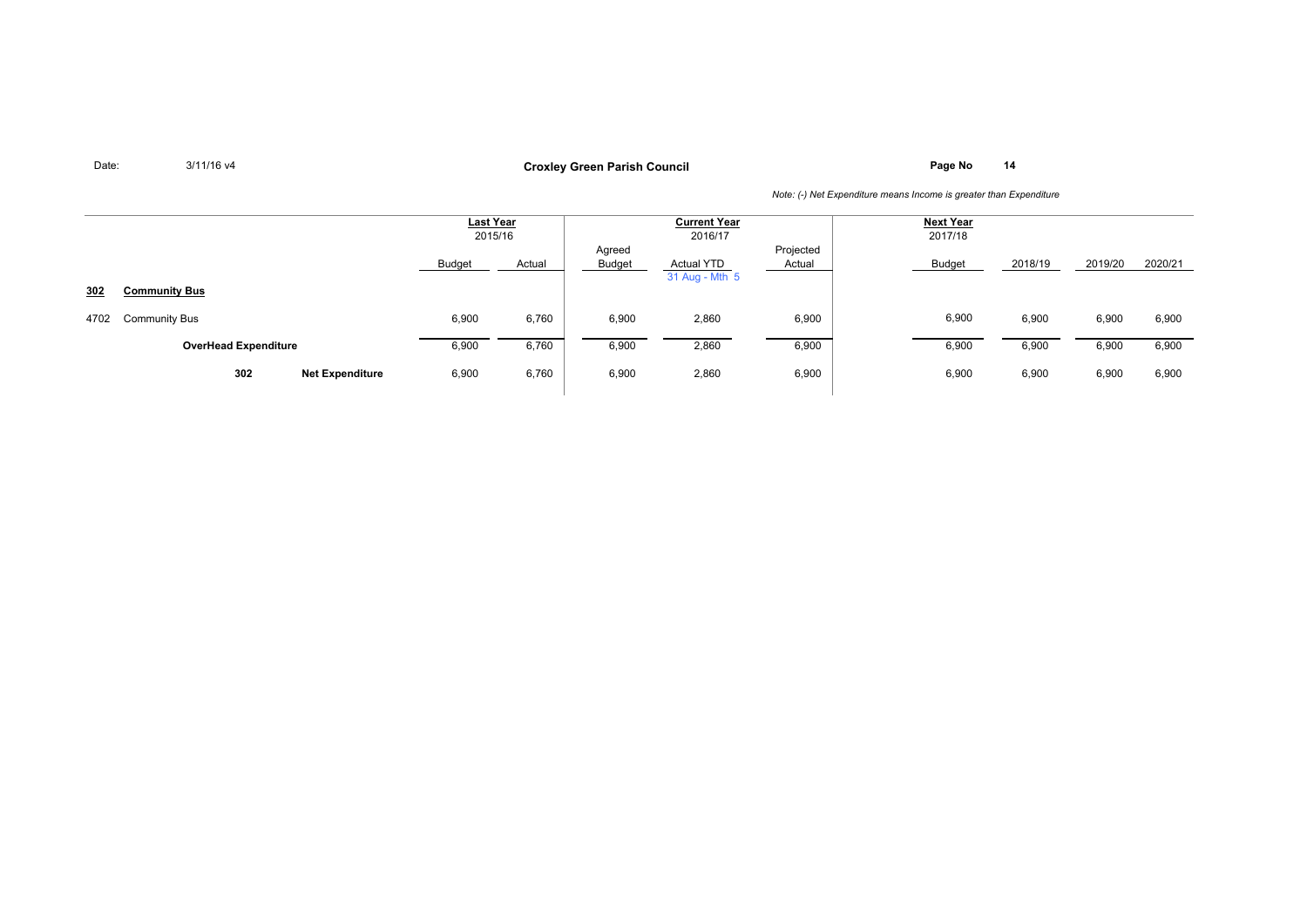Date: 3/11/16 v4

**Croxley Green Parish Council**

*Note: (-) Net Expenditure means Income is greater than Expenditure*

| | | Last Year 2015/16 | | Current Year 2016/17 | | | Next Year 2017/18 | | | |
|---|---|---|---|---|---|---|---|---|---|---|
| | | Budget | Actual | Agreed Budget | Actual YTD 31 Aug - Mth 5 | Projected Actual | Budget | 2018/19 | 2019/20 | 2020/21 |
| **302** | **Community Bus** | | | | | | | | | |
| 4702 | Community Bus | 6,900 | 6,760 | 6,900 | 2,860 | 6,900 | 6,900 | 6,900 | 6,900 | 6,900 |
| | **OverHead Expenditure** | 6,900 | 6,760 | 6,900 | 2,860 | 6,900 | 6,900 | 6,900 | 6,900 | 6,900 |
| 302 | **Net Expenditure** | 6,900 | 6,760 | 6,900 | 2,860 | 6,900 | 6,900 | 6,900 | 6,900 | 6,900 |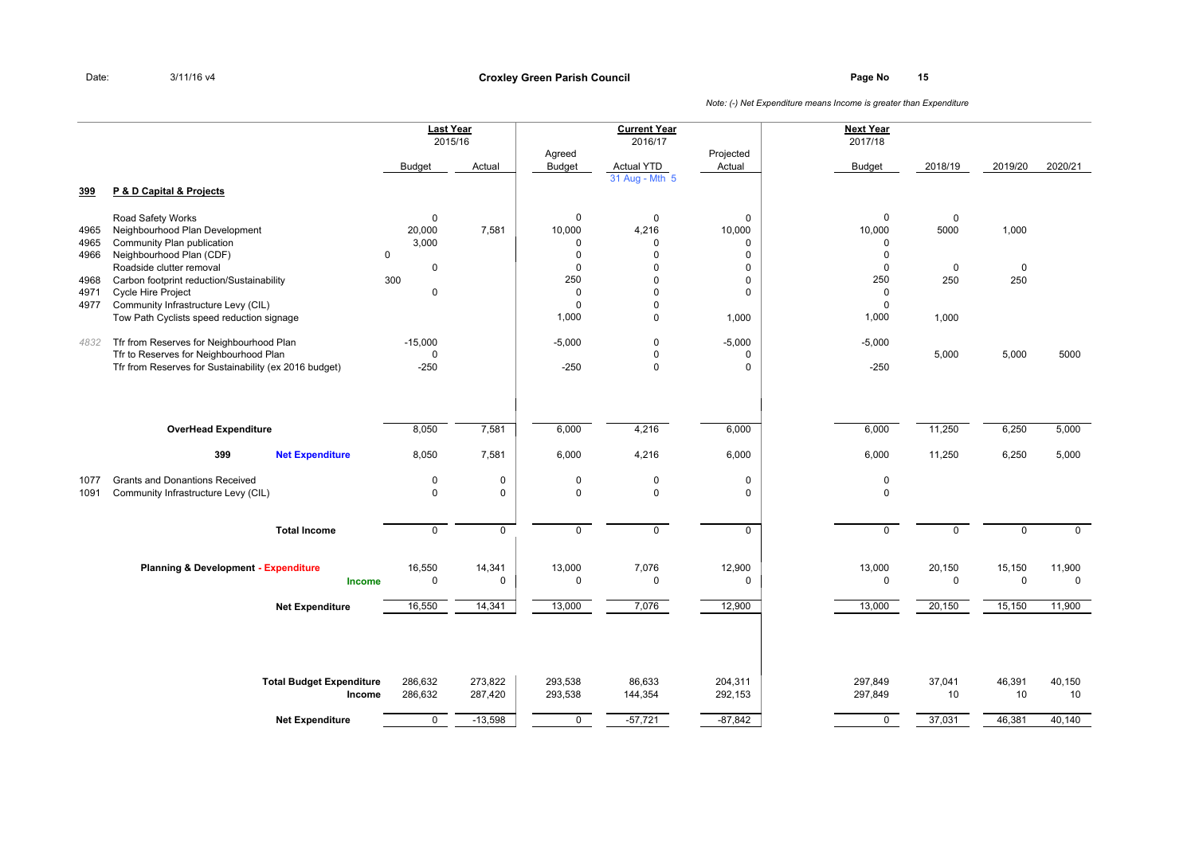Date: 3/11/16 v4

**Croxley Green Parish Council**

*Note: (-) Net Expenditure means Income is greater than Expenditure*

| | | Last Year 2015/16 | | Current Year 2016/17 | | | Next Year 2017/18 | | | |
|---|---|---|---|---|---|---|---|---|---|---|
| | | Budget | Actual | Agreed Budget | Actual YTD 31 Aug - Mth 5 | Projected Actual | Budget | 2018/19 | 2019/20 | 2020/21 |
| **399** | **P & D Capital & Projects** | | | | | | | | | |
| | Road Safety Works | 0 | | 0 | 0 | 0 | 0 | 0 | | |
| 4965 | Neighbourhood Plan Development | 20,000 | 7,581 | 10,000 | 4,216 | 10,000 | 10,000 | 5000 | 1,000 | |
| 4965 | Community Plan publication | 3,000 | | 0 | 0 | 0 | 0 | | | |
| 4966 | Neighbourhood Plan (CDF) | 0 | | 0 | 0 | 0 | 0 | | | |
| | Roadside clutter removal | 0 | | 0 | 0 | 0 | 0 | 0 | 0 | |
| 4968 | Carbon footprint reduction/Sustainability | 300 | | 250 | 0 | 0 | 250 | 250 | 250 | |
| 4971 | Cycle Hire Project | 0 | | 0 | 0 | 0 | 0 | | | |
| 4977 | Community Infrastructure Levy (CIL) | | | 0 | 0 | | 0 | | | |
| | Tow Path Cyclists speed reduction signage | | | 1,000 | 0 | 1,000 | 1,000 | 1,000 | | |
| 4832 | Tfr from Reserves for Neighbourhood Plan | -15,000 | | -5,000 | 0 | -5,000 | -5,000 | | | |
| | Tfr to Reserves for Neighbourhood Plan | 0 | | | 0 | 0 | | 5,000 | 5,000 | 5000 |
| | Tfr from Reserves for Sustainability (ex 2016 budget) | -250 | | -250 | 0 | 0 | -250 | | | |
| | **OverHead Expenditure** | 8,050 | 7,581 | 6,000 | 4,216 | 6,000 | 6,000 | 11,250 | 6,250 | 5,000 |
| | **399 Net Expenditure** | 8,050 | 7,581 | 6,000 | 4,216 | 6,000 | 6,000 | 11,250 | 6,250 | 5,000 |
| 1077 | Grants and Donantions Received | 0 | 0 | 0 | 0 | 0 | 0 | | | |
| 1091 | Community Infrastructure Levy (CIL) | 0 | 0 | 0 | 0 | 0 | 0 | | | |
| | **Total Income** | 0 | 0 | 0 | 0 | 0 | 0 | 0 | 0 | 0 |
| | **Planning & Development - Expenditure** | 16,550 | 14,341 | 13,000 | 7,076 | 12,900 | 13,000 | 20,150 | 15,150 | 11,900 |
| | **Income** | 0 | 0 | 0 | 0 | 0 | 0 | 0 | 0 | 0 |
| | **Net Expenditure** | 16,550 | 14,341 | 13,000 | 7,076 | 12,900 | 13,000 | 20,150 | 15,150 | 11,900 |
| | **Total Budget Expenditure** | 286,632 | 273,822 | 293,538 | 86,633 | 204,311 | 297,849 | 37,041 | 46,391 | 40,150 |
| | **Income** | 286,632 | 287,420 | 293,538 | 144,354 | 292,153 | 297,849 | 10 | 10 | 10 |
| | **Net Expenditure** | 0 | -13,598 | 0 | -57,721 | -87,842 | 0 | 37,031 | 46,381 | 40,140 |